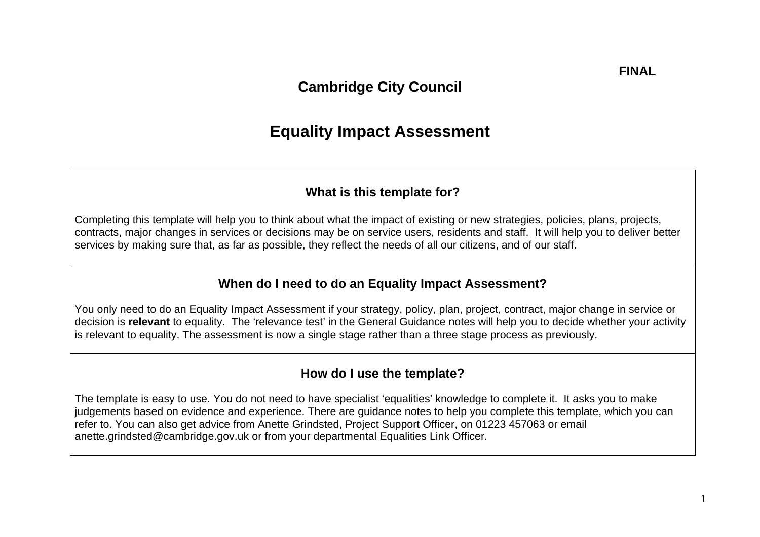**FINAL**

# Cambridge City Council

# Equality Impact Assessment

## What is this template for?

Completing this template will help you to think about what the impact of existing or new strategies, policies, plans, projects, contracts, major changes in services or decisions may be on service users, residents and staff. It will help you to deliver better services by making sure that, as far as possible, they reflect the needs of all our citizens, and of our staff.

## When do I need to do an Equality Impact Assessment?

You only need to do an Equality Impact Assessment if your strategy, policy, plan, project, contract, major change in service or decision is **relevant** to equality. The 'relevance test' in the General Guidance notes will help you to decide whether your activity is relevant to equality. The assessment is now a single stage rather than a three stage process as previously.

## How do I use the template?

The template is easy to use. You do not need to have specialist 'equalities' knowledge to complete it. It asks you to make judgements based on evidence and experience. There are guidance notes to help you complete this template, which you can refer to. You can also get advice from Anette Grindsted, Project Support Officer, on 01223 457063 or email anette.grindsted@cambridge.gov.uk or from your departmental Equalities Link Officer.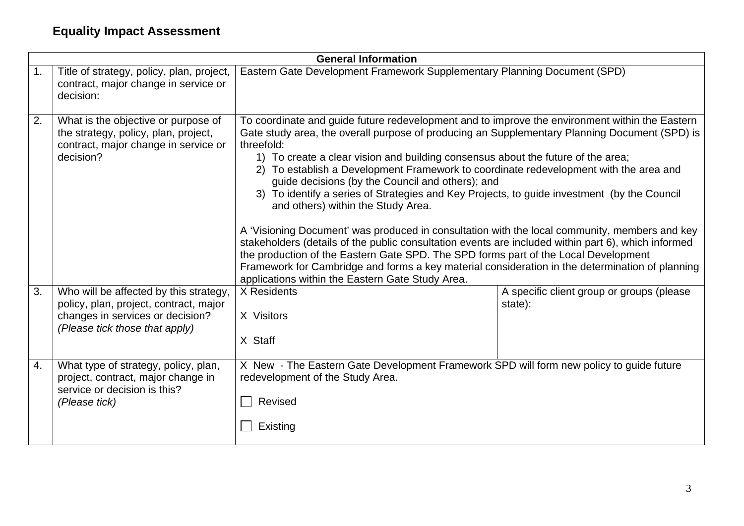# Equality Impact Assessment

| General Information | | | |
|---|---|---|---|
| 1. | Title of strategy, policy, plan, project, contract, major change in service or decision: | Eastern Gate Development Framework Supplementary Planning Document (SPD) | |
| 2. | What is the objective or purpose of the strategy, policy, plan, project, contract, major change in service or decision? | To coordinate and guide future redevelopment and to improve the environment within the Eastern Gate study area, the overall purpose of producing an Supplementary Planning Document (SPD) is threefold:<br>1) To create a clear vision and building consensus about the future of the area;<br>2) To establish a Development Framework to coordinate redevelopment with the area and guide decisions (by the Council and others); and<br>3) To identify a series of Strategies and Key Projects, to guide investment (by the Council and others) within the Study Area.<br><br>A 'Visioning Document' was produced in consultation with the local community, members and key stakeholders (details of the public consultation events are included within part 6), which informed the production of the Eastern Gate SPD. The SPD forms part of the Local Development Framework for Cambridge and forms a key material consideration in the determination of planning applications within the Eastern Gate Study Area. | |
| 3. | Who will be affected by this strategy, policy, plan, project, contract, major changes in services or decision?<br>*(Please tick those that apply)* | X Residents<br><br>X Visitors<br><br>X Staff | A specific client group or groups (please state): |
| 4. | What type of strategy, policy, plan, project, contract, major change in service or decision is this?<br>*(Please tick)* | X New - The Eastern Gate Development Framework SPD will form new policy to guide future redevelopment of the Study Area.<br><br>☐ Revised<br><br>☐ Existing | |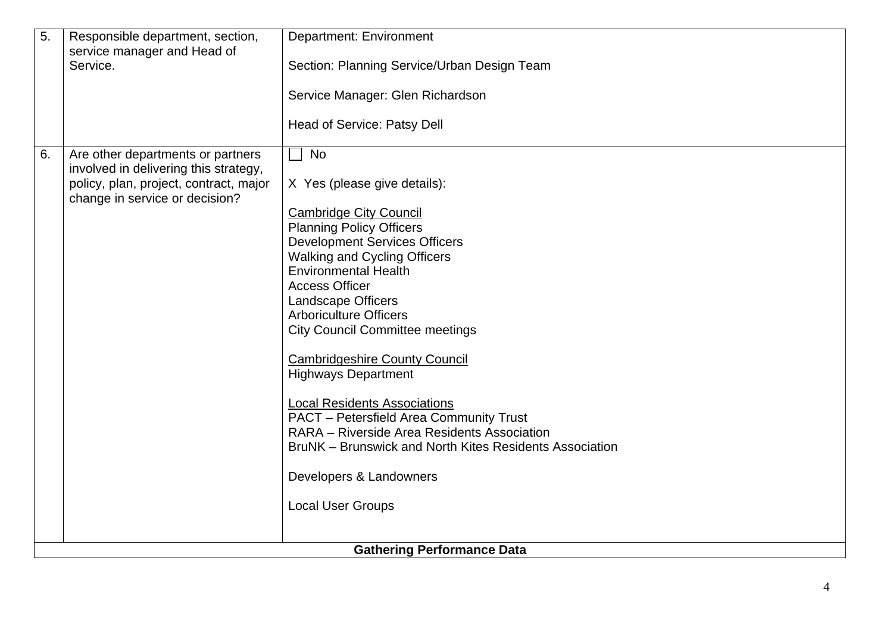| | | |
|---|---|---|
| 5. | Responsible department, section, service manager and Head of Service. | Department: Environment<br><br>Section: Planning Service/Urban Design Team<br><br>Service Manager: Glen Richardson<br><br>Head of Service: Patsy Dell |
| 6. | Are other departments or partners involved in delivering this strategy, policy, plan, project, contract, major change in service or decision? | ☐ No<br><br>X Yes (please give details):<br><br><u>Cambridge City Council</u><br>Planning Policy Officers<br>Development Services Officers<br>Walking and Cycling Officers<br>Environmental Health<br>Access Officer<br>Landscape Officers<br>Arboriculture Officers<br>City Council Committee meetings<br><br><u>Cambridgeshire County Council</u><br>Highways Department<br><br><u>Local Residents Associations</u><br>PACT – Petersfield Area Community Trust<br>RARA – Riverside Area Residents Association<br>BruNK – Brunswick and North Kites Residents Association<br><br>Developers & Landowners<br><br>Local User Groups |
| **Gathering Performance Data** | | |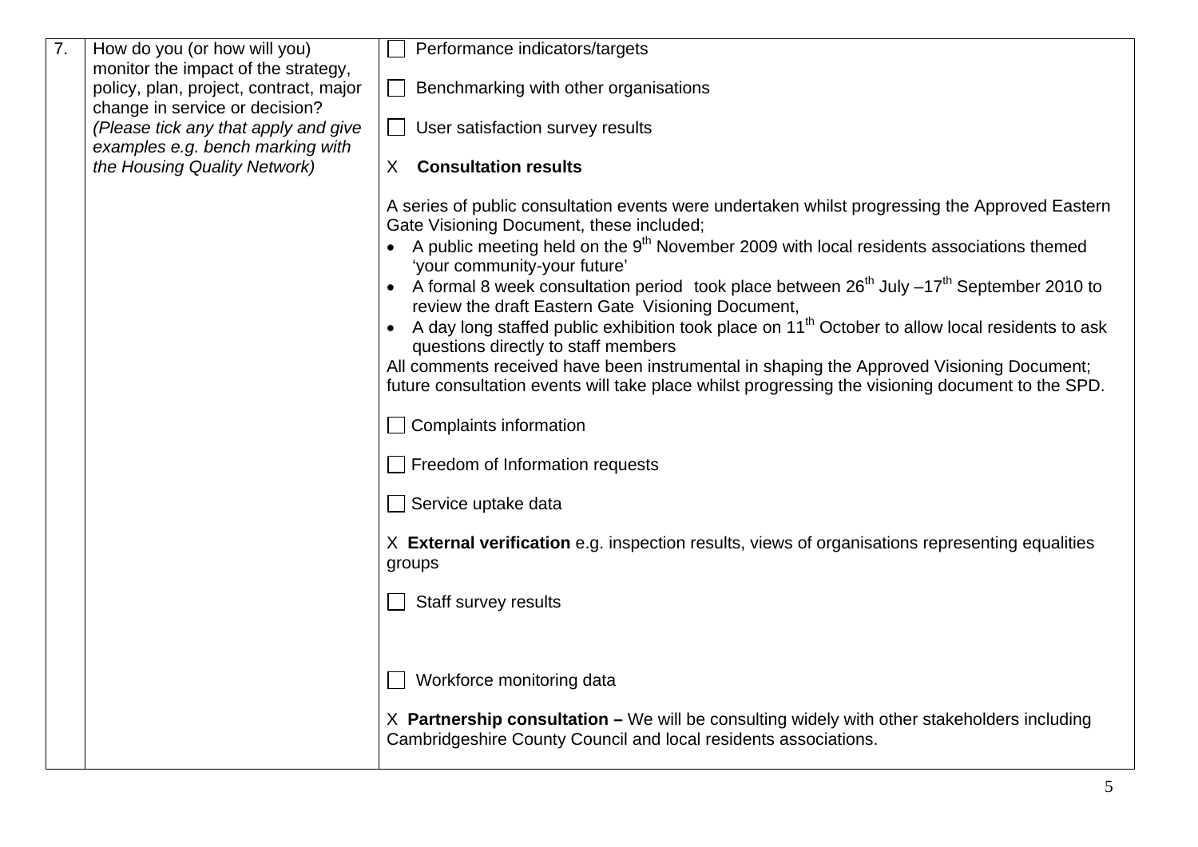| 7. | How do you (or how will you) monitor the impact of the strategy, policy, plan, project, contract, major change in service or decision? *(Please tick any that apply and give examples e.g. bench marking with the Housing Quality Network)* | ☐ Performance indicators/targets<br><br>☐ Benchmarking with other organisations<br><br>☐ User satisfaction survey results<br><br>X **Consultation results**<br><br>A series of public consultation events were undertaken whilst progressing the Approved Eastern Gate Visioning Document, these included;<br>• A public meeting held on the 9th November 2009 with local residents associations themed 'your community-your future'<br>• A formal 8 week consultation period took place between 26th July –17th September 2010 to review the draft Eastern Gate Visioning Document,<br>• A day long staffed public exhibition took place on 11th October to allow local residents to ask questions directly to staff members<br>All comments received have been instrumental in shaping the Approved Visioning Document; future consultation events will take place whilst progressing the visioning document to the SPD.<br><br>☐ Complaints information<br><br>☐ Freedom of Information requests<br><br>☐ Service uptake data<br><br>X **External verification** e.g. inspection results, views of organisations representing equalities groups<br><br>☐ Staff survey results<br><br>☐ Workforce monitoring data<br><br>X **Partnership consultation –** We will be consulting widely with other stakeholders including Cambridgeshire County Council and local residents associations. |
|---|---|---|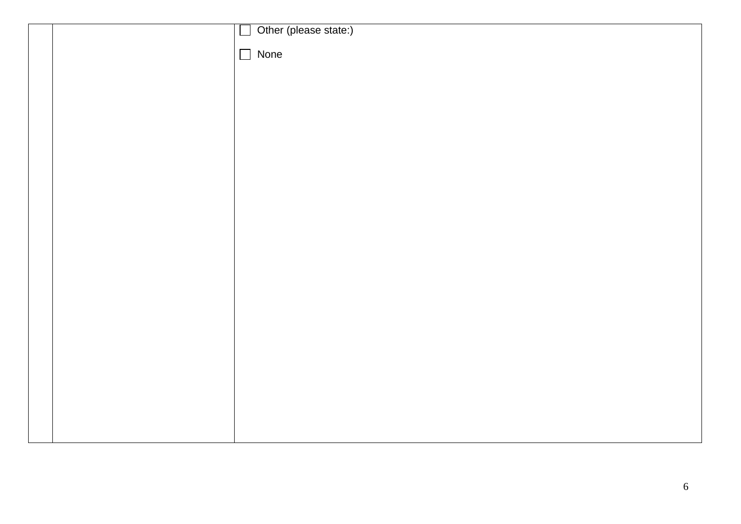|  |  | ☐ Other (please state:)<br><br>☐ None |
| --- | --- | --- |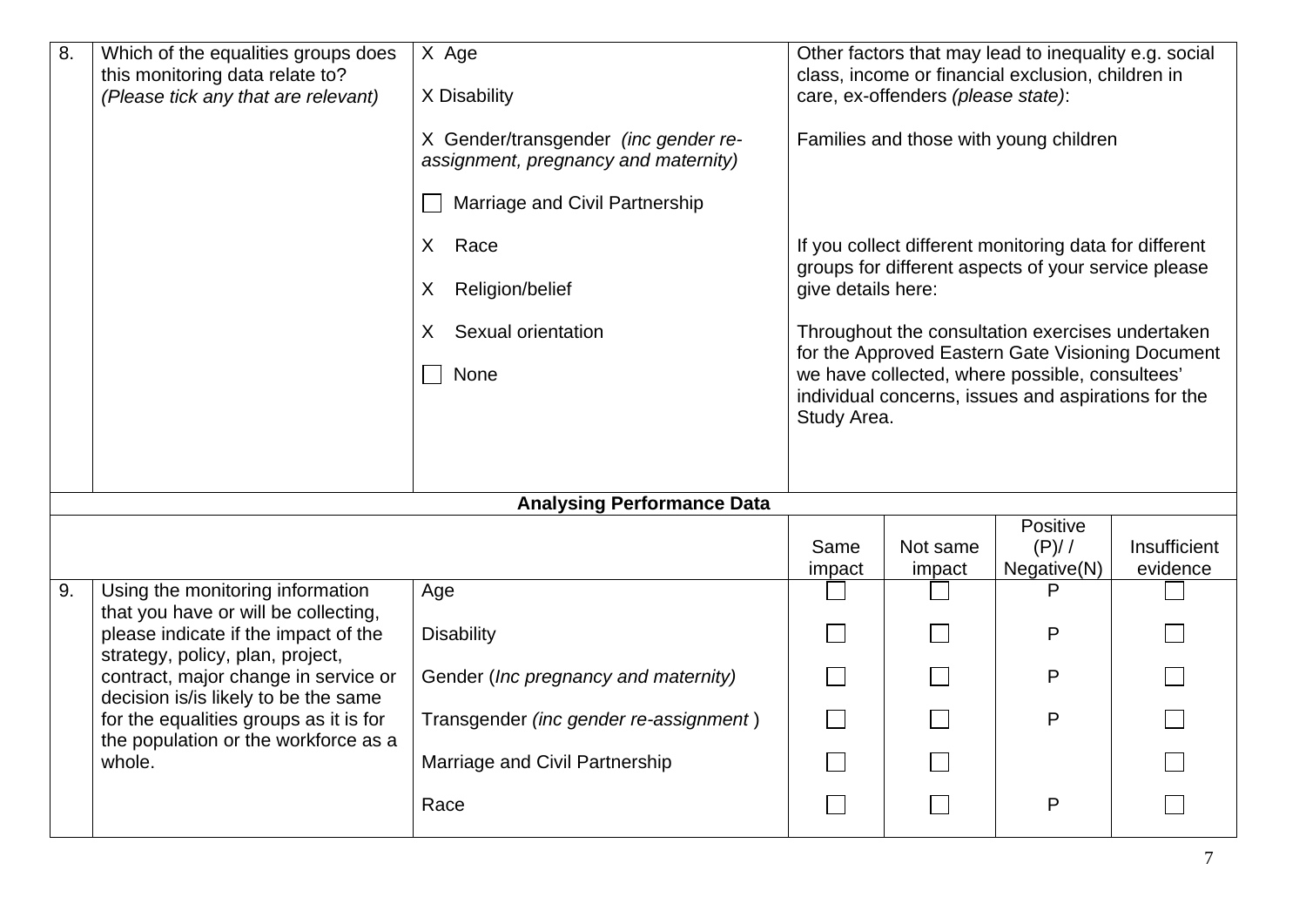| 8. | Which of the equalities groups does this monitoring data relate to? *(Please tick any that are relevant)* | X Age<br><br>X Disability<br><br>X Gender/transgender *(inc gender re-assignment, pregnancy and maternity)*<br><br>☐ Marriage and Civil Partnership<br><br>X Race<br><br>X Religion/belief<br><br>X Sexual orientation<br><br>☐ None | Other factors that may lead to inequality e.g. social class, income or financial exclusion, children in care, ex-offenders *(please state)*:<br><br>Families and those with young children<br><br>If you collect different monitoring data for different groups for different aspects of your service please give details here:<br><br>Throughout the consultation exercises undertaken for the Approved Eastern Gate Visioning Document we have collected, where possible, consultees' individual concerns, issues and aspirations for the Study Area. | | | |
|---|---|---|---|---|---|---|
| **Analysing Performance Data** | | | | | | |
| | | | Same impact | Not same impact | Positive (P)/ / Negative(N) | Insufficient evidence |
| 9. | Using the monitoring information that you have or will be collecting, please indicate if the impact of the strategy, policy, plan, project, contract, major change in service or decision is/is likely to be the same for the equalities groups as it is for the population or the workforce as a whole. | Age | ☐ | ☐ | P | ☐ |
| | | Disability | ☐ | ☐ | P | ☐ |
| | | Gender (*Inc pregnancy and maternity)* | ☐ | ☐ | P | ☐ |
| | | Transgender *(inc gender re-assignment* ) | ☐ | ☐ | P | ☐ |
| | | Marriage and Civil Partnership | ☐ | ☐ | | ☐ |
| | | Race | ☐ | ☐ | P | ☐ |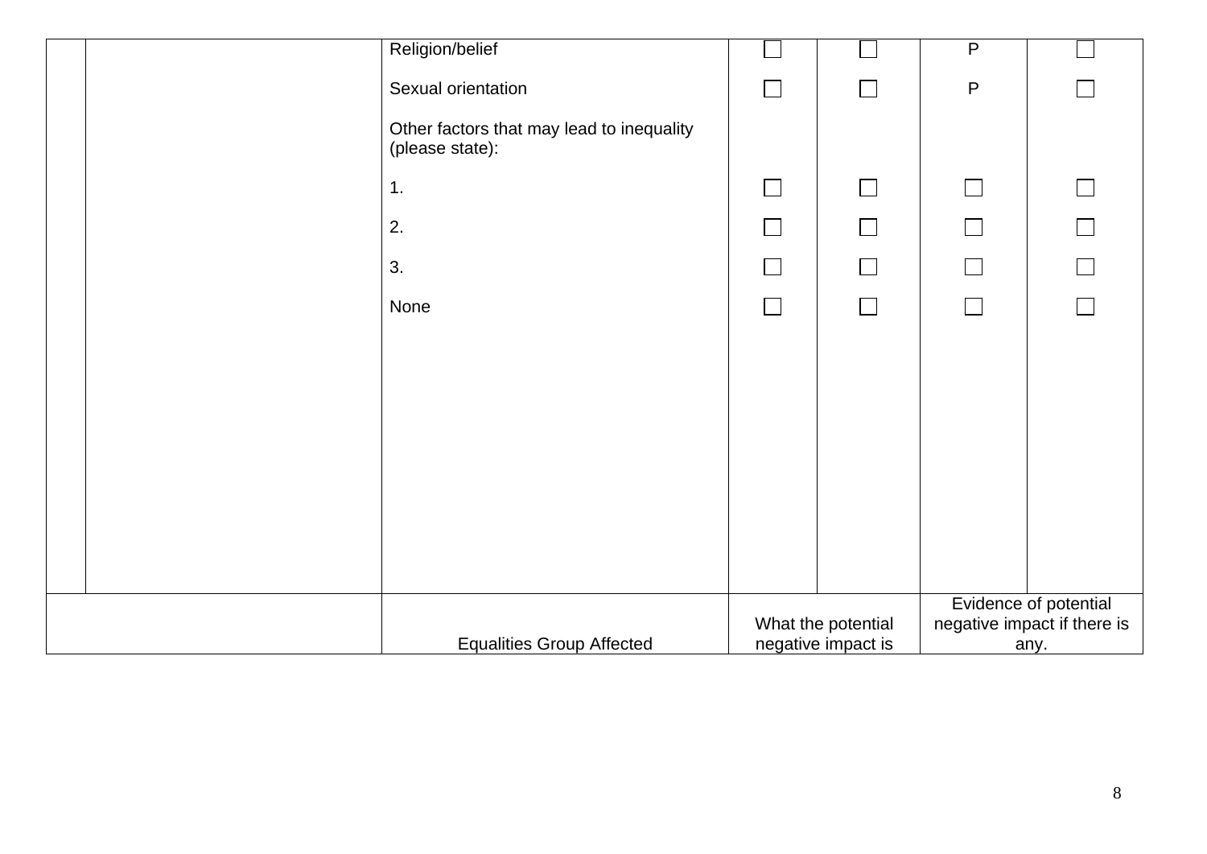| | | | | | | |
|---|---|---|---|---|---|---|
| | | Religion/belief | ☐ | ☐ | P | ☐ |
| | | Sexual orientation | ☐ | ☐ | P | ☐ |
| | | Other factors that may lead to inequality (please state): | | | | |
| | | 1. | ☐ | ☐ | ☐ | ☐ |
| | | 2. | ☐ | ☐ | ☐ | ☐ |
| | | 3. | ☐ | ☐ | ☐ | ☐ |
| | | None | ☐ | ☐ | ☐ | ☐ |
| | | Equalities Group Affected | What the potential negative impact is | | Evidence of potential negative impact if there is any. | |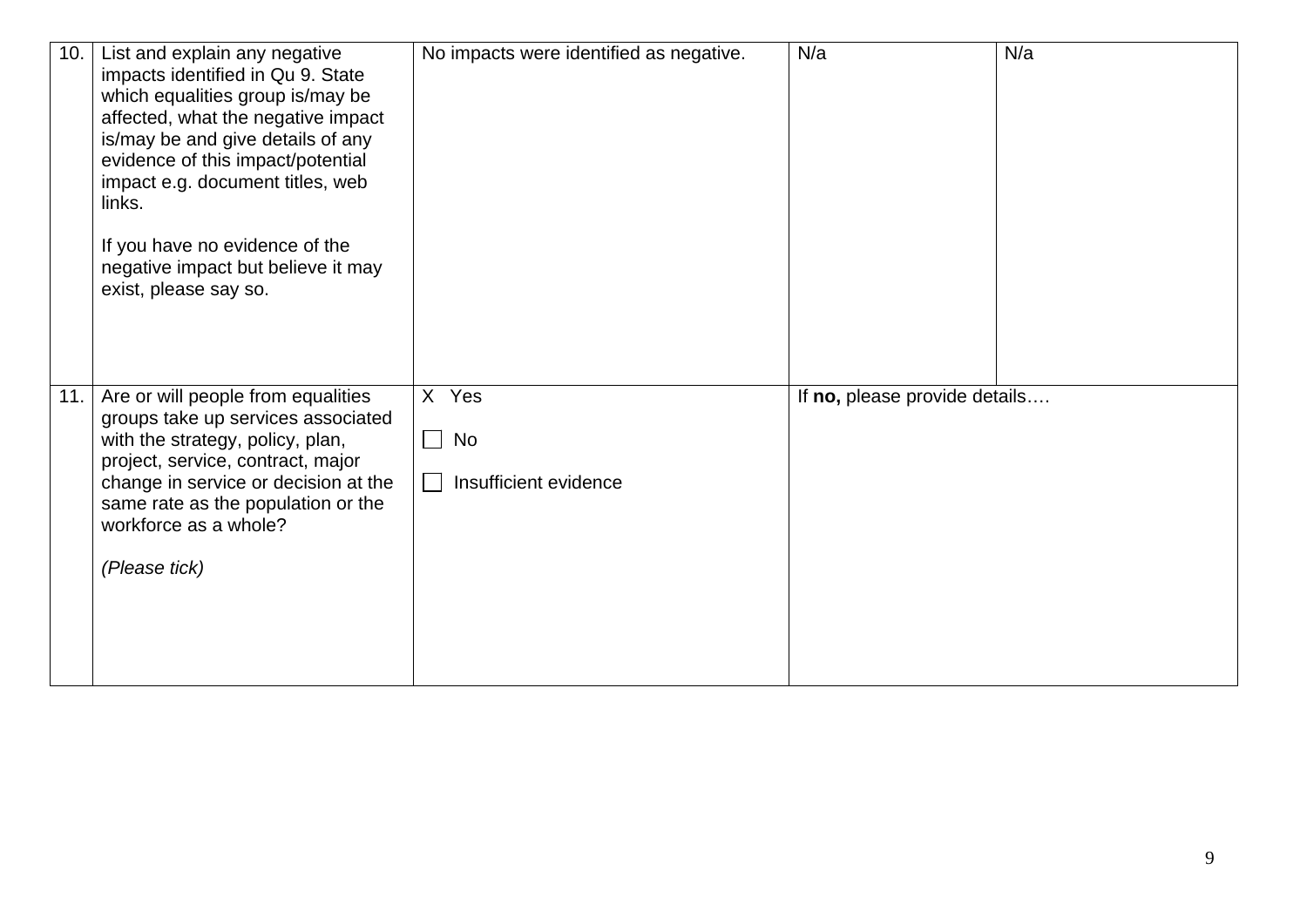| | | | | |
|---|---|---|---|---|
| 10. | List and explain any negative impacts identified in Qu 9. State which equalities group is/may be affected, what the negative impact is/may be and give details of any evidence of this impact/potential impact e.g. document titles, web links.<br><br>If you have no evidence of the negative impact but believe it may exist, please say so. | No impacts were identified as negative. | N/a | N/a |
| 11. | Are or will people from equalities groups take up services associated with the strategy, policy, plan, project, service, contract, major change in service or decision at the same rate as the population or the workforce as a whole?<br><br>*(Please tick)* | X Yes<br><br>☐ No<br><br>☐ Insufficient evidence | If **no,** please provide details…. | |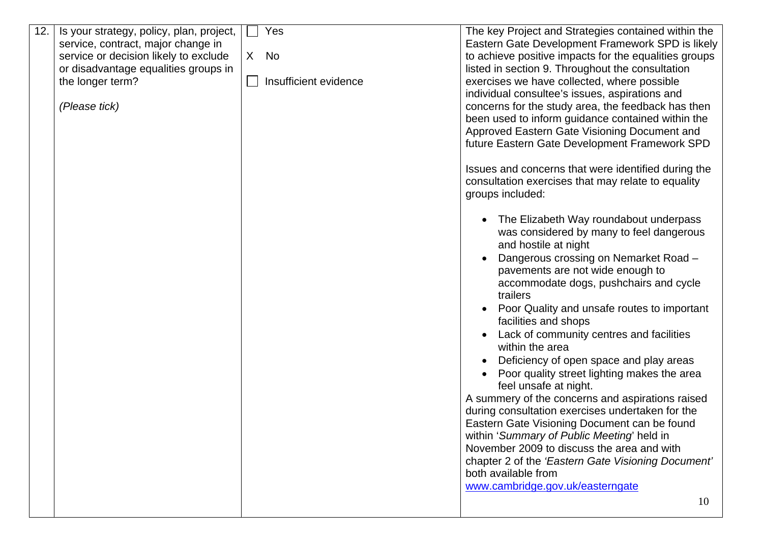| 12. | Is your strategy, policy, plan, project, service, contract, major change in service or decision likely to exclude or disadvantage equalities groups in the longer term?<br><br>*(Please tick)* | ☐ Yes<br><br>X No<br><br>☐ Insufficient evidence | The key Project and Strategies contained within the Eastern Gate Development Framework SPD is likely to achieve positive impacts for the equalities groups listed in section 9. Throughout the consultation exercises we have collected, where possible individual consultee's issues, aspirations and concerns for the study area, the feedback has then been used to inform guidance contained within the Approved Eastern Gate Visioning Document and future Eastern Gate Development Framework SPD<br><br>Issues and concerns that were identified during the consultation exercises that may relate to equality groups included:<br><br>• The Elizabeth Way roundabout underpass was considered by many to feel dangerous and hostile at night<br>• Dangerous crossing on Nemarket Road – pavements are not wide enough to accommodate dogs, pushchairs and cycle trailers<br>• Poor Quality and unsafe routes to important facilities and shops<br>• Lack of community centres and facilities within the area<br>• Deficiency of open space and play areas<br>• Poor quality street lighting makes the area feel unsafe at night.<br><br>A summery of the concerns and aspirations raised during consultation exercises undertaken for the Eastern Gate Visioning Document can be found within '*Summary of Public Meeting*' held in November 2009 to discuss the area and with chapter 2 of the *'Eastern Gate Visioning Document'* both available from [www.cambridge.gov.uk/easterngate](http://www.cambridge.gov.uk/easterngate) |
|---|---|---|---|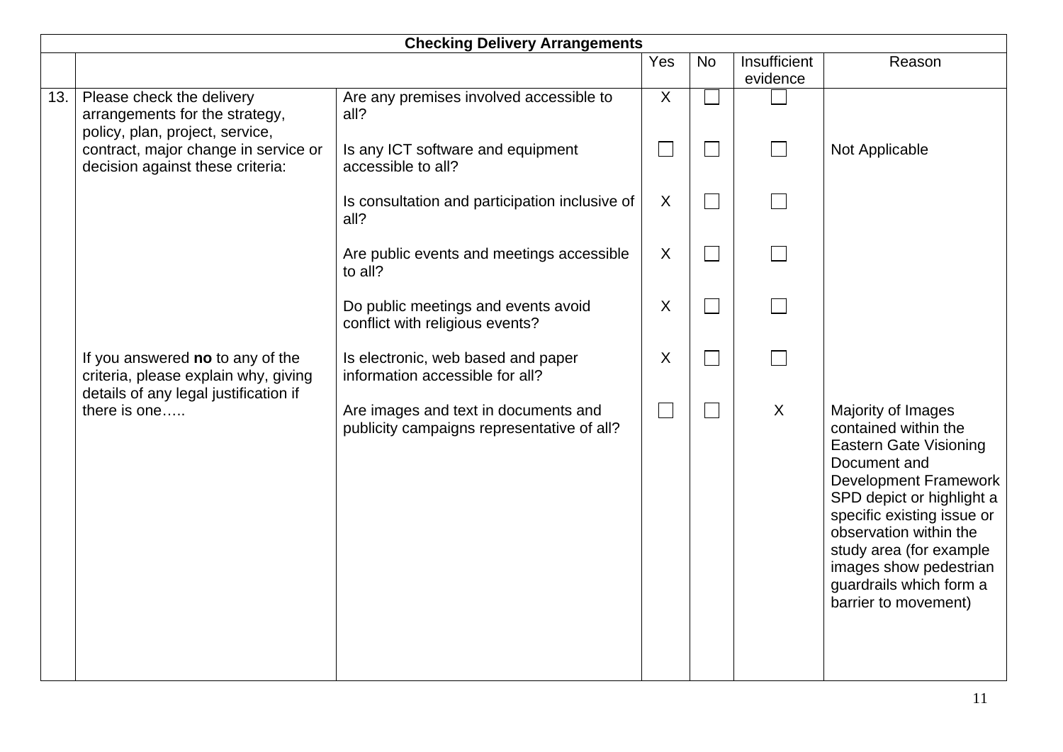| Checking Delivery Arrangements | | | | | | |
|---|---|---|---|---|---|---|
| | | | Yes | No | Insufficient evidence | Reason |
| 13. | Please check the delivery arrangements for the strategy, policy, plan, project, service, contract, major change in service or decision against these criteria: | Are any premises involved accessible to all? | X | | | |
| | | Is any ICT software and equipment accessible to all? | | | | Not Applicable |
| | | Is consultation and participation inclusive of all? | X | | | |
| | | Are public events and meetings accessible to all? | X | | | |
| | | Do public meetings and events avoid conflict with religious events? | X | | | |
| | If you answered **no** to any of the criteria, please explain why, giving details of any legal justification if there is one….. | Is electronic, web based and paper information accessible for all? | X | | | |
| | | Are images and text in documents and publicity campaigns representative of all? | | | X | Majority of Images contained within the Eastern Gate Visioning Document and Development Framework SPD depict or highlight a specific existing issue or observation within the study area (for example images show pedestrian guardrails which form a barrier to movement) |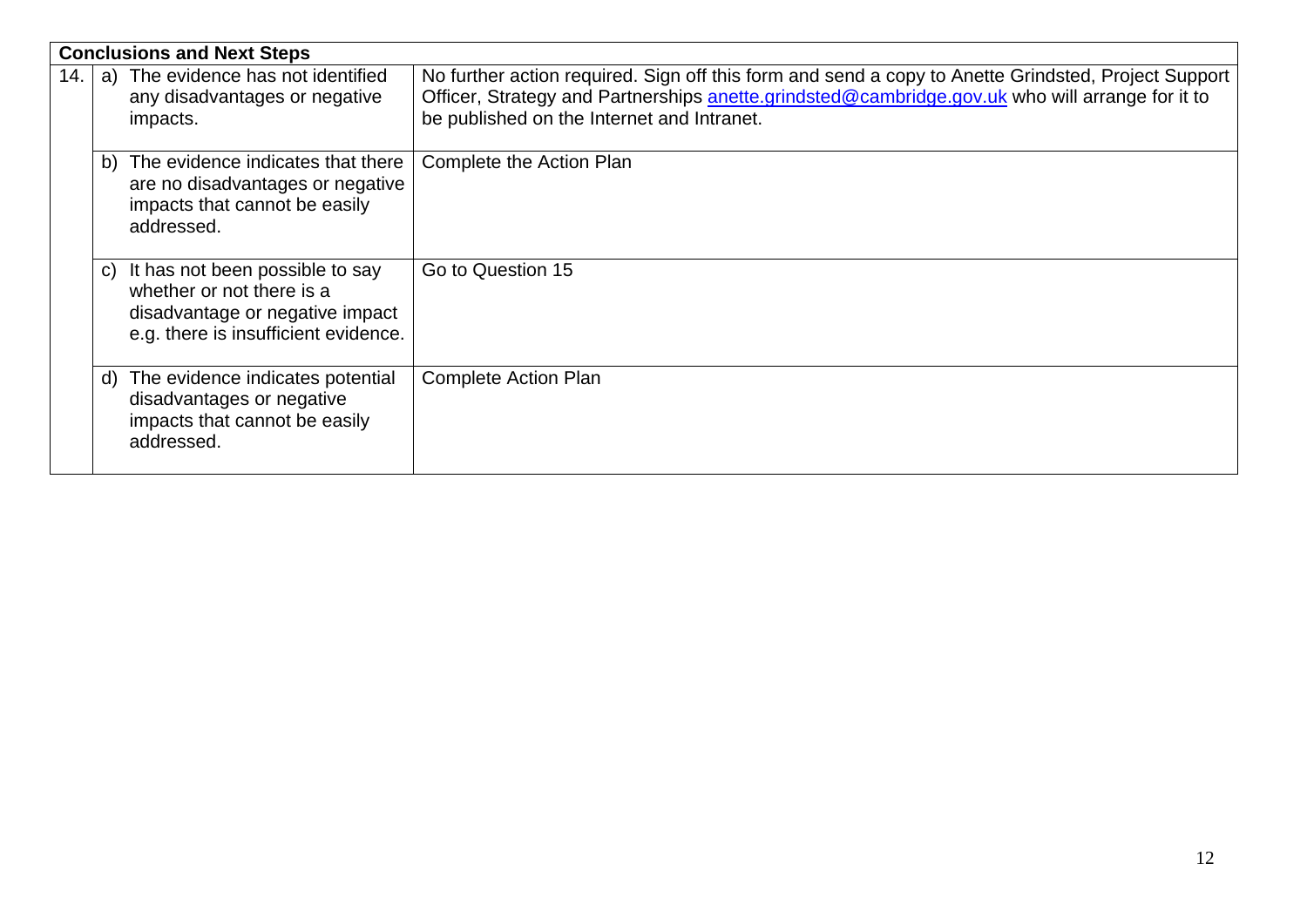| Conclusions and Next Steps | | |
|---|---|---|
| 14. | a) The evidence has not identified any disadvantages or negative impacts. | No further action required. Sign off this form and send a copy to Anette Grindsted, Project Support Officer, Strategy and Partnerships [anette.grindsted@cambridge.gov.uk](mailto:anette.grindsted@cambridge.gov.uk) who will arrange for it to be published on the Internet and Intranet. |
| | b) The evidence indicates that there are no disadvantages or negative impacts that cannot be easily addressed. | Complete the Action Plan |
| | c) It has not been possible to say whether or not there is a disadvantage or negative impact e.g. there is insufficient evidence. | Go to Question 15 |
| | d) The evidence indicates potential disadvantages or negative impacts that cannot be easily addressed. | Complete Action Plan |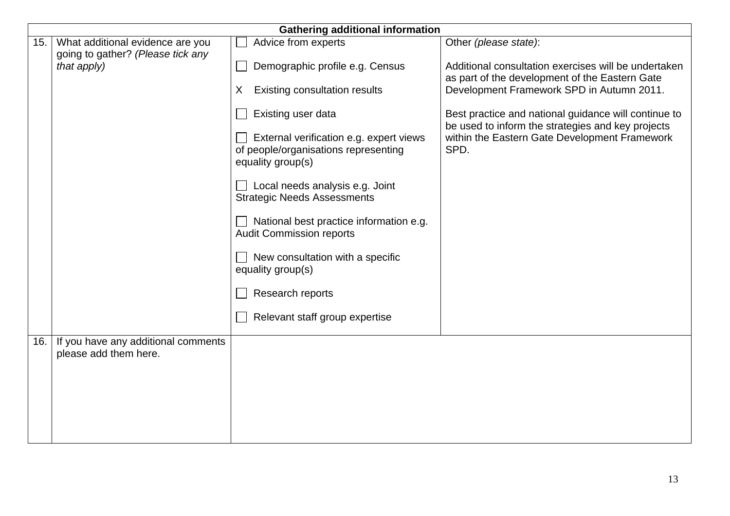| Gathering additional information | | | |
|---|---|---|---|
| 15. | What additional evidence are you going to gather? *(Please tick any that apply)* | ☐ Advice from experts<br><br>☐ Demographic profile e.g. Census<br><br>X Existing consultation results<br><br>☐ Existing user data<br><br>☐ External verification e.g. expert views of people/organisations representing equality group(s)<br><br>☐ Local needs analysis e.g. Joint Strategic Needs Assessments<br><br>☐ National best practice information e.g. Audit Commission reports<br><br>☐ New consultation with a specific equality group(s)<br><br>☐ Research reports<br><br>☐ Relevant staff group expertise | Other *(please state)*:<br><br>Additional consultation exercises will be undertaken as part of the development of the Eastern Gate Development Framework SPD in Autumn 2011.<br><br>Best practice and national guidance will continue to be used to inform the strategies and key projects within the Eastern Gate Development Framework SPD. |
| 16. | If you have any additional comments please add them here. | | |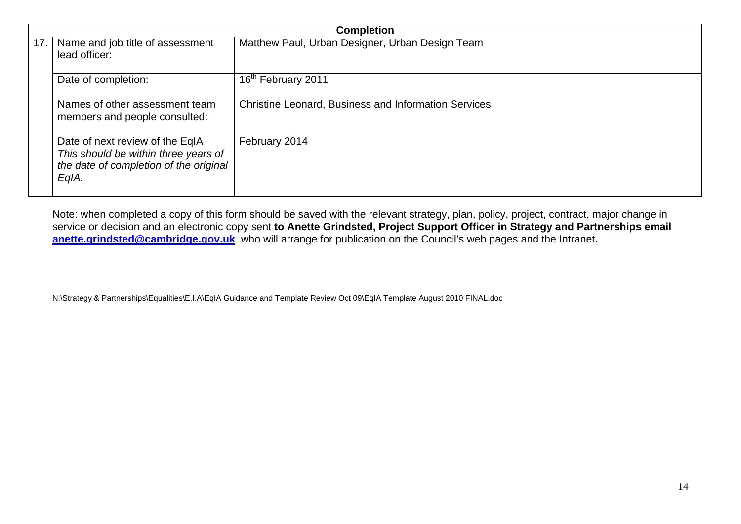| | Completion | |
|---|---|---|
| 17. | Name and job title of assessment lead officer: | Matthew Paul, Urban Designer, Urban Design Team |
| | Date of completion: | 16th February 2011 |
| | Names of other assessment team members and people consulted: | Christine Leonard, Business and Information Services |
| | Date of next review of the EqIA *This should be within three years of the date of completion of the original EqIA.* | February 2014 |

Note: when completed a copy of this form should be saved with the relevant strategy, plan, policy, project, contract, major change in service or decision and an electronic copy sent **to Anette Grindsted, Project Support Officer in Strategy and Partnerships email [anette.grindsted@cambridge.gov.uk](mailto:anette.grindsted@cambridge.gov.uk)** who will arrange for publication on the Council's web pages and the Intranet**.**

N:\Strategy & Partnerships\Equalities\E.I.A\EqIA Guidance and Template Review Oct 09\EqIA Template August 2010 FINAL.doc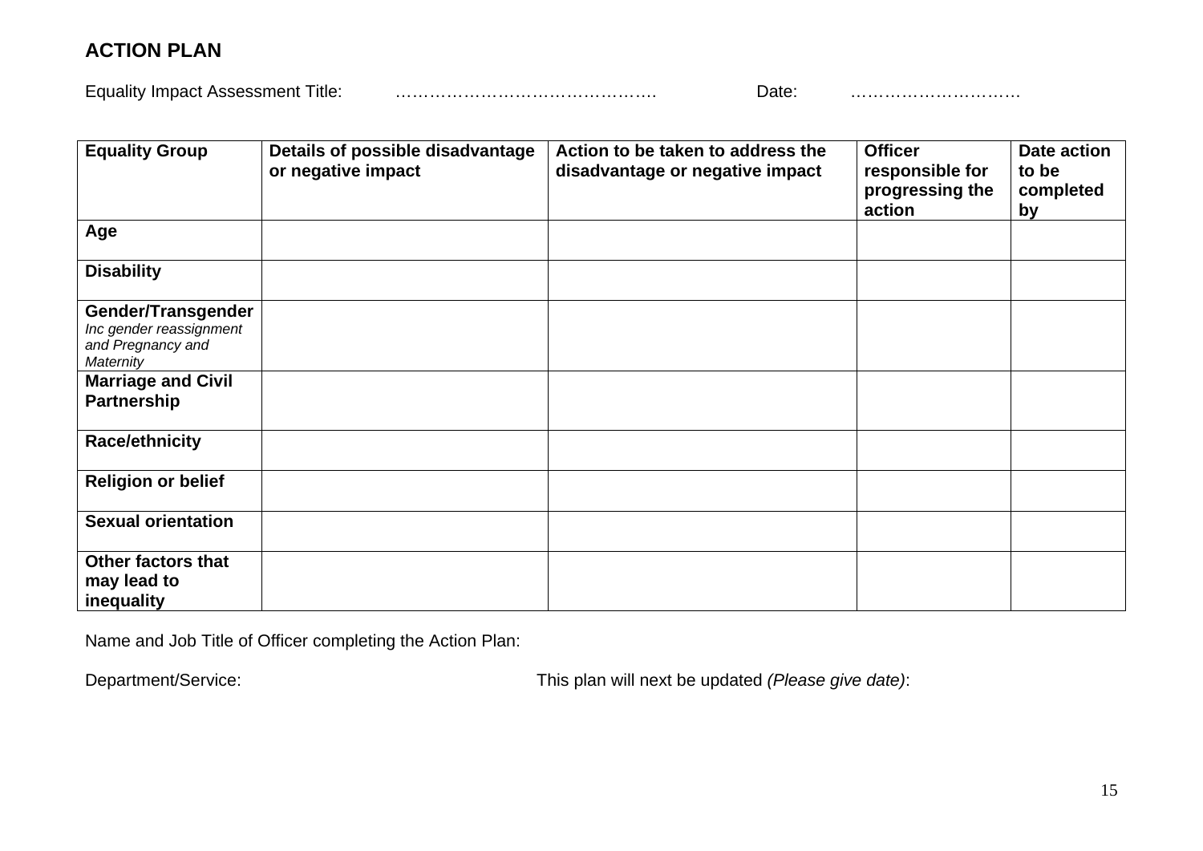## ACTION PLAN

Equality Impact Assessment Title: ………………………………………. Date: …………………………

| Equality Group | Details of possible disadvantage or negative impact | Action to be taken to address the disadvantage or negative impact | Officer responsible for progressing the action | Date action to be completed by |
|---|---|---|---|---|
| **Age** | | | | |
| **Disability** | | | | |
| **Gender/Transgender** *Inc gender reassignment and Pregnancy and Maternity* | | | | |
| **Marriage and Civil Partnership** | | | | |
| **Race/ethnicity** | | | | |
| **Religion or belief** | | | | |
| **Sexual orientation** | | | | |
| **Other factors that may lead to inequality** | | | | |

Name and Job Title of Officer completing the Action Plan:

Department/Service: This plan will next be updated *(Please give date)*: